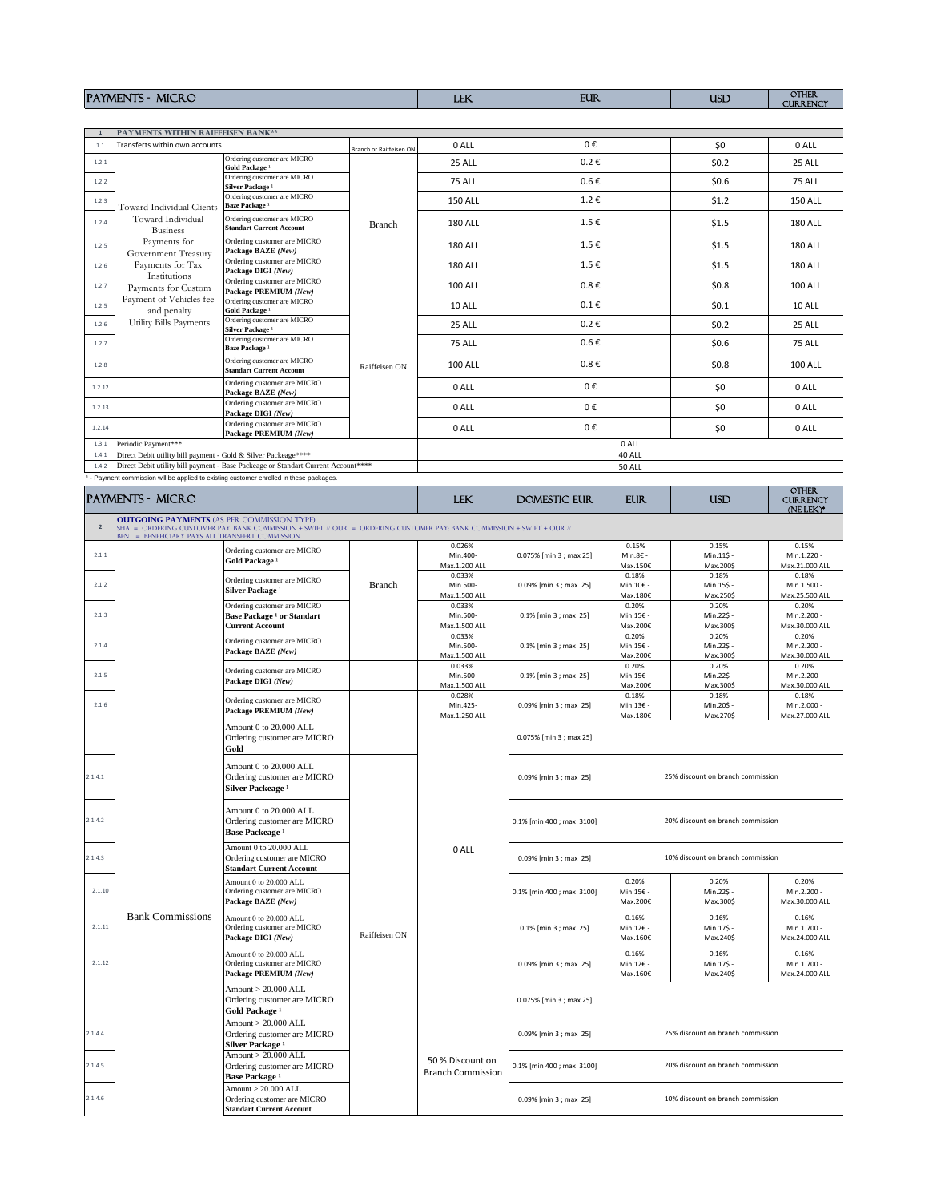# PAYMENTS - MICRO

| | | | | LEK | EUR | USD | OTHER CURRENCY |
|---|---|---|---|---|---|---|---|
| 1 | **PAYMENTS WITHIN RAIFFEISEN BANK**** | | | | | | |
| 1.1 | Transfers within own accounts | | Branch or Raiffeisen ON | 0 ALL | 0 € | $0 | 0 ALL |
| 1.2.1 | Toward Individual Clients<br>Toward Individual Business<br>Payments for Government Treasury<br>Payments for Tax Institutions<br>Payments for Custom<br>Payment of Vehicles fee and penalty<br>Utility Bills Payments | Ordering customer are MICRO **Gold Package [1]** | Branch | 25 ALL | 0.2 € | $0.2 | 25 ALL |
| 1.2.2 | | Ordering customer are MICRO **Silver Package [1]** | | 75 ALL | 0.6 € | $0.6 | 75 ALL |
| 1.2.3 | | Ordering customer are MICRO **Baze Package [1]** | | 150 ALL | 1.2 € | $1.2 | 150 ALL |
| 1.2.4 | | Ordering customer are MICRO **Standart Current Account** | | 180 ALL | 1.5 € | $1.5 | 180 ALL |
| 1.2.5 | | Ordering customer are MICRO **Package BAZE *(New)*** | | 180 ALL | 1.5 € | $1.5 | 180 ALL |
| 1.2.6 | | Ordering customer are MICRO **Package DIGI *(New)*** | | 180 ALL | 1.5 € | $1.5 | 180 ALL |
| 1.2.7 | | Ordering customer are MICRO **Package PREMIUM *(New)*** | | 100 ALL | 0.8 € | $0.8 | 100 ALL |
| 1.2.5 | | Ordering customer are MICRO **Gold Package [1]** | Raiffeisen ON | 10 ALL | 0.1 € | $0.1 | 10 ALL |
| 1.2.6 | | Ordering customer are MICRO **Silver Package [1]** | | 25 ALL | 0.2 € | $0.2 | 25 ALL |
| 1.2.7 | | Ordering customer are MICRO **Baze Package [1]** | | 75 ALL | 0.6 € | $0.6 | 75 ALL |
| 1.2.8 | | Ordering customer are MICRO **Standart Current Account** | | 100 ALL | 0.8 € | $0.8 | 100 ALL |
| 1.2.12 | | Ordering customer are MICRO **Package BAZE *(New)*** | | 0 ALL | 0 € | $0 | 0 ALL |
| 1.2.13 | | Ordering customer are MICRO **Package DIGI *(New)*** | | 0 ALL | 0 € | $0 | 0 ALL |
| 1.2.14 | | Ordering customer are MICRO **Package PREMIUM *(New)*** | | 0 ALL | 0 € | $0 | 0 ALL |
| 1.3.1 | Periodic Payment*** | | | 0 ALL | | | |
| 1.4.1 | Direct Debit utility bill payment - Gold & Silver Package**** | | | 40 ALL | | | |
| 1.4.2 | Direct Debit utility bill payment - Base Packeage or Standart Current Account**** | | | 50 ALL | | | |

[1] - Payment commission will be applied to existing customer enrolled in these packages.

# PAYMENTS - MICRO

| | | | | LEK | DOMESTIC EUR | EUR | USD | OTHER CURRENCY (NË LEK)* |
|---|---|---|---|---|---|---|---|---|
| 2 | **OUTGOING PAYMENTS** (AS PER COMMISSION TYPE)<br>SHA = ORDERING CUSTOMER PAY: BANK COMMISSION + SWIFT // OUR = ORDERING CUSTOMER PAY: BANK COMMISSION + SWIFT + OUR //<br>BEN = BENEFICIARY PAYS ALL TRANSFERT COMMISSION | | | | | | | |
| 2.1.1 | Bank Commissions | Ordering customer are MICRO **Gold Package [1]** | Branch | 0.026% Min.400- Max.1.200 ALL | 0.075% [min 3 ; max 25] | 0.15% Min.8€ - Max.150€ | 0.15% Min.11$ - Max.200$ | 0.15% Min.1.220 - Max.21.000 ALL |
| 2.1.2 | | Ordering customer are MICRO **Silver Package [1]** | | 0.033% Min.500- Max.1.500 ALL | 0.09% [min 3 ; max 25] | 0.18% Min.10€ - Max.180€ | 0.18% Min.15$ - Max.250$ | 0.18% Min.1.500 - Max.25.500 ALL |
| 2.1.3 | | Ordering customer are MICRO **Base Package [1] or Standart Current Account** | | 0.033% Min.500- Max.1.500 ALL | 0.1% [min 3 ; max 25] | 0.20% Min.15€ - Max.200€ | 0.20% Min.22$ - Max.300$ | 0.20% Min.2.200 - Max.30.000 ALL |
| 2.1.4 | | Ordering customer are MICRO **Package BAZE *(New)*** | | 0.033% Min.500- Max.1.500 ALL | 0.1% [min 3 ; max 25] | 0.20% Min.15€ - Max.200€ | 0.20% Min.22$ - Max.300$ | 0.20% Min.2.200 - Max.30.000 ALL |
| 2.1.5 | | Ordering customer are MICRO **Package DIGI *(New)*** | | 0.033% Min.500- Max.1.500 ALL | 0.1% [min 3 ; max 25] | 0.20% Min.15€ - Max.200€ | 0.20% Min.22$ - Max.300$ | 0.20% Min.2.200 - Max.30.000 ALL |
| 2.1.6 | | Ordering customer are MICRO **Package PREMIUM *(New)*** | | 0.028% Min.425- Max.1.250 ALL | 0.09% [min 3 ; max 25] | 0.18% Min.13€ - Max.180€ | 0.18% Min.20$ - Max.270$ | 0.18% Min.2.000 - Max.27.000 ALL |
| | | Amount 0 to 20.000 ALL Ordering customer are MICRO **Gold** | Raiffeisen ON | 0 ALL | 0.075% [min 3 ; max 25] | | | |
| 2.1.4.1 | | Amount 0 to 20.000 ALL Ordering customer are MICRO **Silver Packeage [1]** | | | 0.09% [min 3 ; max 25] | 25% discount on branch commission | | |
| 2.1.4.2 | | Amount 0 to 20.000 ALL Ordering customer are MICRO **Base Packeage [1]** | | | 0.1% [min 400 ; max 3100] | 20% discount on branch commission | | |
| 2.1.4.3 | | Amount 0 to 20.000 ALL Ordering customer are MICRO **Standart Current Account** | | | 0.09% [min 3 ; max 25] | 10% discount on branch commission | | |
| 2.1.10 | | Amount 0 to 20.000 ALL Ordering customer are MICRO **Package BAZE *(New)*** | | | 0.1% [min 400 ; max 3100] | 0.20% Min.15€ - Max.200€ | 0.20% Min.22$ - Max.300$ | 0.20% Min.2.200 - Max.30.000 ALL |
| 2.1.11 | | Amount 0 to 20.000 ALL Ordering customer are MICRO **Package DIGI *(New)*** | | | 0.1% [min 3 ; max 25] | 0.16% Min.12€ - Max.160€ | 0.16% Min.17$ - Max.240$ | 0.16% Min.1.700 - Max.24.000 ALL |
| 2.1.12 | | Amount 0 to 20.000 ALL Ordering customer are MICRO **Package PREMIUM *(New)*** | | | 0.09% [min 3 ; max 25] | 0.16% Min.12€ - Max.160€ | 0.16% Min.17$ - Max.240$ | 0.16% Min.1.700 - Max.24.000 ALL |
| | | Amount > 20.000 ALL Ordering customer are MICRO **Gold Package [1]** | | | 0.075% [min 3 ; max 25] | | | |
| 2.1.4.4 | | Amount > 20.000 ALL Ordering customer are MICRO **Silver Package [1]** | | 50 % Discount on Branch Commission | 0.09% [min 3 ; max 25] | 25% discount on branch commission | | |
| 2.1.4.5 | | Amount > 20.000 ALL Ordering customer are MICRO **Base Package [1]** | | | 0.1% [min 400 ; max 3100] | 20% discount on branch commission | | |
| 2.1.4.6 | | Amount > 20.000 ALL Ordering customer are MICRO **Standart Current Account** | | | 0.09% [min 3 ; max 25] | 10% discount on branch commission | | |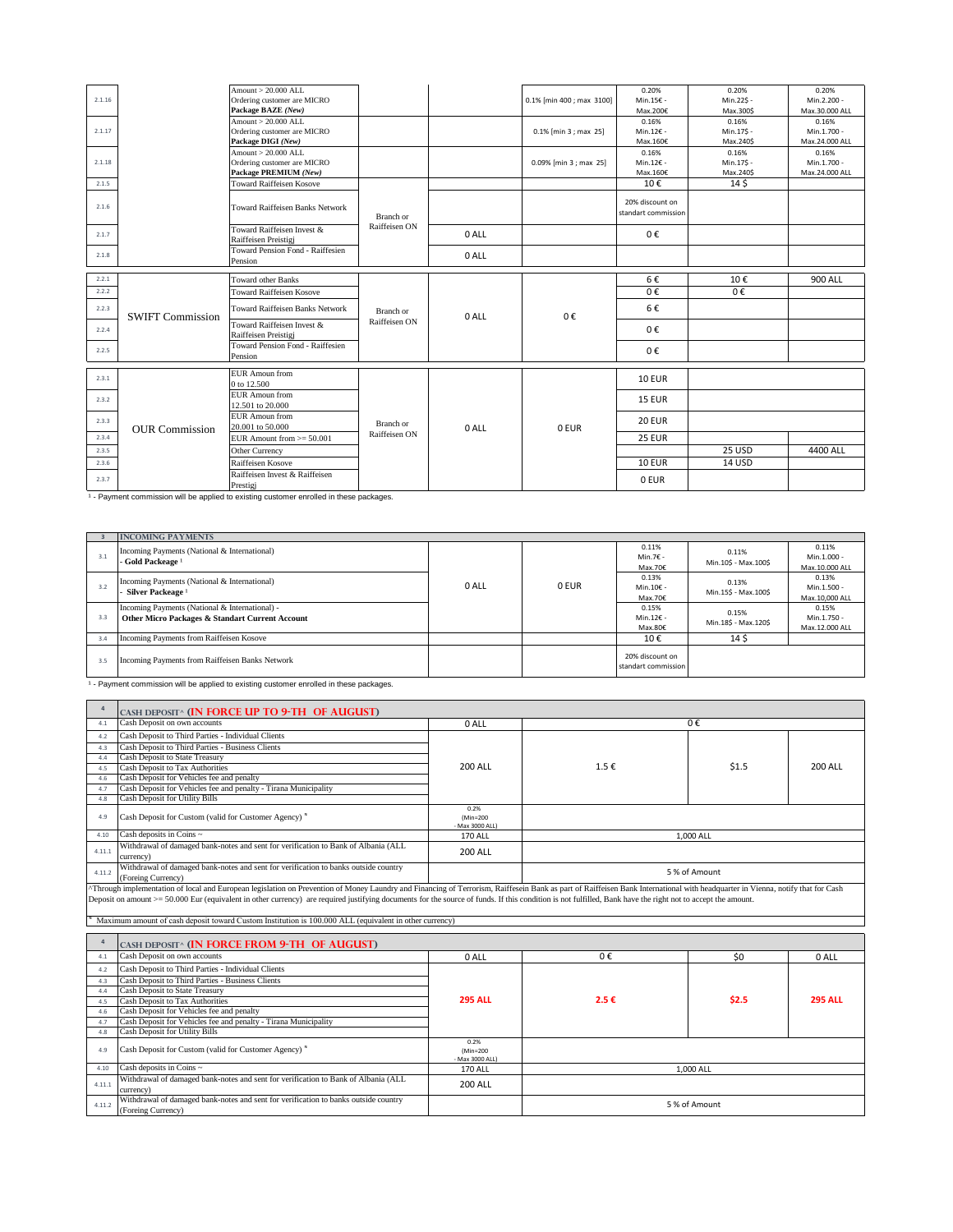| | | | | | | | | |
|---|---|---|---|---|---|---|---|---|
| 2.1.16 | | Amount > 20.000 ALL Ordering customer are MICRO **Package BAZE** *(New)* | | | 0.1% [min 400 ; max 3100] | 0.20% Min.15€ - Max.200€ | 0.20% Min.22$ - Max.300$ | 0.20% Min.2.200 - Max.30.000 ALL |
| 2.1.17 | | Amount > 20.000 ALL Ordering customer are MICRO **Package DIGI** *(New)* | | | 0.1% [min 3 ; max 25] | 0.16% Min.12€ - Max.160€ | 0.16% Min.17$ - Max.240$ | 0.16% Min.1.700 - Max.24.000 ALL |
| 2.1.18 | | Amount > 20.000 ALL Ordering customer are MICRO **Package PREMIUM** *(New)* | | | 0.09% [min 3 ; max 25] | 0.16% Min.12€ - Max.160€ | 0.16% Min.17$ - Max.240$ | 0.16% Min.1.700 - Max.24.000 ALL |
| 2.1.5 | | Toward Raiffeisen Kosove | Branch or Raiffeisen ON | | | 10 € | 14 $ | |
| 2.1.6 | | Toward Raiffeisen Banks Network | | | | 20% discount on standart commission | | |
| 2.1.7 | | Toward Raiffeisen Invest & Raiffeisen Preistigj | | 0 ALL | | 0 € | | |
| 2.1.8 | | Toward Pension Fond - Raiffesien Pension | | 0 ALL | | | | |
| 2.2.1 | SWIFT Commission | Toward other Banks | Branch or Raiffeisen ON | 0 ALL | 0 € | 6 € | 10 € | 900 ALL |
| 2.2.2 | | Toward Raiffeisen Kosove | | | | 0 € | 0 € | |
| 2.2.3 | | Toward Raiffeisen Banks Network | | | | 6 € | | |
| 2.2.4 | | Toward Raiffeisen Invest & Raiffeisen Preistigj | | | | 0 € | | |
| 2.2.5 | | Toward Pension Fond - Raiffesien Pension | | | | 0 € | | |
| 2.3.1 | OUR Commission | EUR Amoun from 0 to 12.500 | Branch or Raiffeisen ON | 0 ALL | 0 EUR | 10 EUR | | |
| 2.3.2 | | EUR Amoun from 12.501 to 20.000 | | | | 15 EUR | | |
| 2.3.3 | | EUR Amoun from 20.001 to 50.000 | | | | 20 EUR | | |
| 2.3.4 | | EUR Amount from >= 50.001 | | | | 25 EUR | | |
| 2.3.5 | | Other Currency | | | | | 25 USD | 4400 ALL |
| 2.3.6 | | Raiffeisen Kosove | | | | 10 EUR | 14 USD | |
| 2.3.7 | | Raiffeisen Invest & Raiffeisen Prestigj | | | | 0 EUR | | |

[1] - Payment commission will be applied to existing customer enrolled in these packages.

| 3 | INCOMING PAYMENTS | | | | | |
|---|---|---|---|---|---|---|
| 3.1 | Incoming Payments (National & International) - **Gold Packeage** [1] | 0 ALL | 0 EUR | 0.11% Min.7€ - Max.70€ | 0.11% Min.10$ - Max.100$ | 0.11% Min.1.000 - Max.10.000 ALL |
| 3.2 | Incoming Payments (National & International) - **Silver Packeage** [1] | | | 0.13% Min.10€ - Max.70€ | 0.13% Min.15$ - Max.100$ | 0.13% Min.1.500 - Max.10,000 ALL |
| 3.3 | Incoming Payments (National & International) - **Other Micro Packages & Standart Current Account** | | | 0.15% Min.12€ - Max.80€ | 0.15% Min.18$ - Max.120$ | 0.15% Min.1.750 - Max.12.000 ALL |
| 3.4 | Incoming Payments from Raiffeisen Kosove | | | 10 € | 14 $ | |
| 3.5 | Incoming Payments from Raiffeisen Banks Network | | | 20% discount on standart commission | | |

[1] - Payment commission will be applied to existing customer enrolled in these packages.

| 4 | CASH DEPOSIT^ (IN FORCE UP TO 9-TH OF AUGUST) | | | | |
|---|---|---|---|---|---|
| 4.1 | Cash Deposit on own accounts | 0 ALL | 0 € | | |
| 4.2 | Cash Deposit to Third Parties - Individual Clients | 200 ALL | 1.5 € | $1.5 | 200 ALL |
| 4.3 | Cash Deposit to Third Parties - Business Clients | | | | |
| 4.4 | Cash Deposit to State Treasury | | | | |
| 4.5 | Cash Deposit to Tax Authorities | | | | |
| 4.6 | Cash Deposit for Vehicles fee and penalty | | | | |
| 4.7 | Cash Deposit for Vehicles fee and penalty - Tirana Municipality | | | | |
| 4.8 | Cash Deposit for Utility Bills | | | | |
| 4.9 | Cash Deposit for Custom (valid for Customer Agency) * | 0.2% (Min=200 - Max 3000 ALL) | | | |
| 4.10 | Cash deposits in Coins ~ | 170 ALL | 1,000 ALL | | |
| 4.11.1 | Withdrawal of damaged bank-notes and sent for verification to Bank of Albania (ALL currency) | 200 ALL | | | |
| 4.11.2 | Withdrawal of damaged bank-notes and sent for verification to banks outside country (Foreing Currency) | | 5 % of Amount | | |

^Through implementation of local and European legislation on Prevention of Money Laundry and Financing of Terrorism, Raiffeisen Bank as part of Raiffeisen Bank International with headquarter in Vienna, notify that for Cash Deposit on amount >= 50.000 Eur (equivalent in other currency) are required justifying documents for the source of funds. If this condition is not fulfilled, Bank have the right not to accept the amount.

\* Maximum amount of cash deposit toward Custom Institution is 100.000 ALL (equivalent in other currency)

| 4 | CASH DEPOSIT^ (IN FORCE FROM 9-TH OF AUGUST) | | | | |
|---|---|---|---|---|---|
| 4.1 | Cash Deposit on own accounts | 0 ALL | 0 € | $0 | 0 ALL |
| 4.2 | Cash Deposit to Third Parties - Individual Clients | **295 ALL** | **2.5 €** | **$2.5** | **295 ALL** |
| 4.3 | Cash Deposit to Third Parties - Business Clients | | | | |
| 4.4 | Cash Deposit to State Treasury | | | | |
| 4.5 | Cash Deposit to Tax Authorities | | | | |
| 4.6 | Cash Deposit for Vehicles fee and penalty | | | | |
| 4.7 | Cash Deposit for Vehicles fee and penalty - Tirana Municipality | | | | |
| 4.8 | Cash Deposit for Utility Bills | | | | |
| 4.9 | Cash Deposit for Custom (valid for Customer Agency) * | 0.2% (Min=200 - Max 3000 ALL) | | | |
| 4.10 | Cash deposits in Coins ~ | 170 ALL | 1,000 ALL | | |
| 4.11.1 | Withdrawal of damaged bank-notes and sent for verification to Bank of Albania (ALL currency) | 200 ALL | | | |
| 4.11.2 | Withdrawal of damaged bank-notes and sent for verification to banks outside country (Foreing Currency) | | 5 % of Amount | | |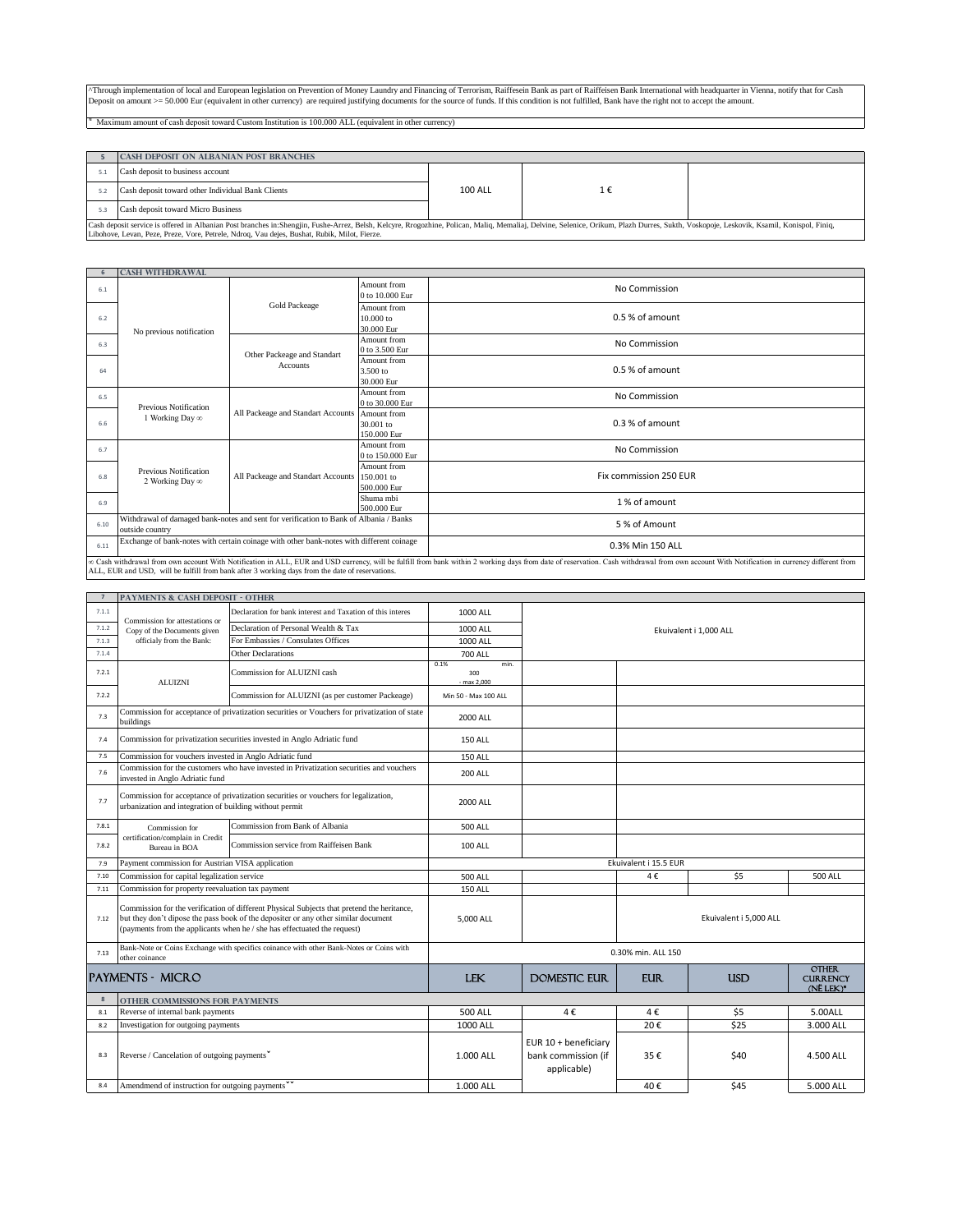^Through implementation of local and European legislation on Prevention of Money Laundry and Financing of Terrorism, Raiffeisen Bank as part of Raiffeisen Bank International with headquarter in Vienna, notify that for Cash Deposit on amount >= 50.000 Eur (equivalent in other currency) are required justifying documents for the source of funds. If this condition is not fulfilled, Bank have the right not to accept the amount.

* Maximum amount of cash deposit toward Custom Institution is 100.000 ALL (equivalent in other currency)

| 5 | CASH DEPOSIT ON ALBANIAN POST BRANCHES | | | |
|---|---|---|---|---|
| 5.1 | Cash deposit to business account | 100 ALL | 1 € | |
| 5.2 | Cash deposit toward other Individual Bank Clients | | | |
| 5.3 | Cash deposit toward Micro Business | | | |

Cash deposit service is offered in Albanian Post branches in:Shengjin, Fushe-Arrez, Belsh, Kelcyre, Rrogozhine, Polican, Maliq, Memaliaj, Delvine, Selenice, Orikum, Plazh Durres, Sukth, Voskopoje, Leskovik, Ksamil, Konispol, Finiq, Libohove, Levan, Peze, Preze, Vore, Petrele, Ndroq, Vau dejes, Bushat, Rubik, Milot, Fierze.

| 6 | CASH WITHDRAWAL | | | |
|---|---|---|---|---|
| 6.1 | No previous notification | Gold Packeage | Amount from 0 to 10.000 Eur | No Commission |
| 6.2 | | | Amount from 10.000 to 30.000 Eur | 0.5 % of amount |
| 6.3 | | Other Packeage and Standart Accounts | Amount from 0 to 3.500 Eur | No Commission |
| 64 | | | Amount from 3.500 to 30.000 Eur | 0.5 % of amount |
| 6.5 | Previous Notification 1 Working Day ∞ | All Packeage and Standart Accounts | Amount from 0 to 30.000 Eur | No Commission |
| 6.6 | | | Amount from 30.001 to 150.000 Eur | 0.3 % of amount |
| 6.7 | Previous Notification 2 Working Day ∞ | All Packeage and Standart Accounts | Amount from 0 to 150.000 Eur | No Commission |
| 6.8 | | | Amount from 150.001 to 500.000 Eur | Fix commission 250 EUR |
| 6.9 | | | Shuma mbi 500.000 Eur | 1 % of amount |
| 6.10 | Withdrawal of damaged bank-notes and sent for verification to Bank of Albania / Banks outside country | | | 5 % of Amount |
| 6.11 | Exchange of bank-notes with certain coinage with other bank-notes with different coinage | | | 0.3% Min 150 ALL |

∞ Cash withdrawal from own account With Notification in ALL, EUR and USD currency, will be fulfill from bank within 2 working days from date of reservation. Cash withdrawal from own account With Notification in currency different from ALL, EUR and USD, will be fulfill from bank after 3 working days from the date of reservations.

| 7 | PAYMENTS & CASH DEPOSIT - OTHER | | | | | | |
|---|---|---|---|---|---|---|---|
| 7.1.1 | Commission for attestations or Copy of the Documents given officialy from the Bank: | Declaration for bank interest and Taxation of this interes | 1000 ALL | Ekuivalent i 1,000 ALL | | | |
| 7.1.2 | | Declaration of Personal Wealth & Tax | 1000 ALL | | | | |
| 7.1.3 | | For Embassies / Consulates Offices | 1000 ALL | | | | |
| 7.1.4 | | Other Declarations | 700 ALL | | | | |
| 7.2.1 | ALUIZNI | Commission for ALUIZNI cash | 0.1% min. 300 - max 2,000 | | | | |
| 7.2.2 | | Commission for ALUIZNI (as per customer Packeage) | Min 50 - Max 100 ALL | | | | |
| 7.3 | Commission for acceptance of privatization securities or Vouchers for privatization of state buildings | | 2000 ALL | | | | |
| 7.4 | Commission for privatization securities invested in Anglo Adriatic fund | | 150 ALL | | | | |
| 7.5 | Commission for vouchers invested in Anglo Adriatic fund | | 150 ALL | | | | |
| 7.6 | Commission for the customers who have invested in Privatization securities and vouchers invested in Anglo Adriatic fund | | 200 ALL | | | | |
| 7.7 | Commission for acceptance of privatization securities or vouchers for legalization, urbanization and integration of building without permit | | 2000 ALL | | | | |
| 7.8.1 | Commission for certification/complain in Credit Bureau in BOA | Commission from Bank of Albania | 500 ALL | | | | |
| 7.8.2 | | Commission service from Raiffeisen Bank | 100 ALL | | | | |
| 7.9 | Payment commission for Austrian VISA application | | Ekuivalent i 15.5 EUR | | | | |
| 7.10 | Commission for capital legalization service | | 500 ALL | | 4 € | $5 | 500 ALL |
| 7.11 | Commission for property reevaluation tax payment | | 150 ALL | | | | |
| 7.12 | Commission for the verification of different Physical Subjects that pretend the heritance, but they don't dipose the pass book of the depositer or any other similar document (payments from the applicants when he / she has effectuated the request) | | 5,000 ALL | | Ekuivalent i 5,000 ALL | | |
| 7.13 | Bank-Note or Coins Exchange with specifics coinance with other Bank-Notes or Coins with other coinance | | 0.30% min. ALL 150 | | | | |

| | PAYMENTS - MICRO | LEK | DOMESTIC EUR | EUR | USD | OTHER CURRENCY (NË LEK)* |
|---|---|---|---|---|---|---|
| 8 | OTHER COMMISSIONS FOR PAYMENTS | | | | | |
| 8.1 | Reverse of internal bank payments | 500 ALL | 4 € | 4 € | $5 | 5.00ALL |
| 8.2 | Investigation for outgoing payments | 1000 ALL | EUR 10 + beneficiary bank commission (if applicable) | 20 € | $25 | 3.000 ALL |
| 8.3 | Reverse / Cancelation of outgoing payments˅ | 1.000 ALL | | 35 € | $40 | 4.500 ALL |
| 8.4 | Amendmend of instruction for outgoing payments˅˅ | 1.000 ALL | | 40 € | $45 | 5.000 ALL |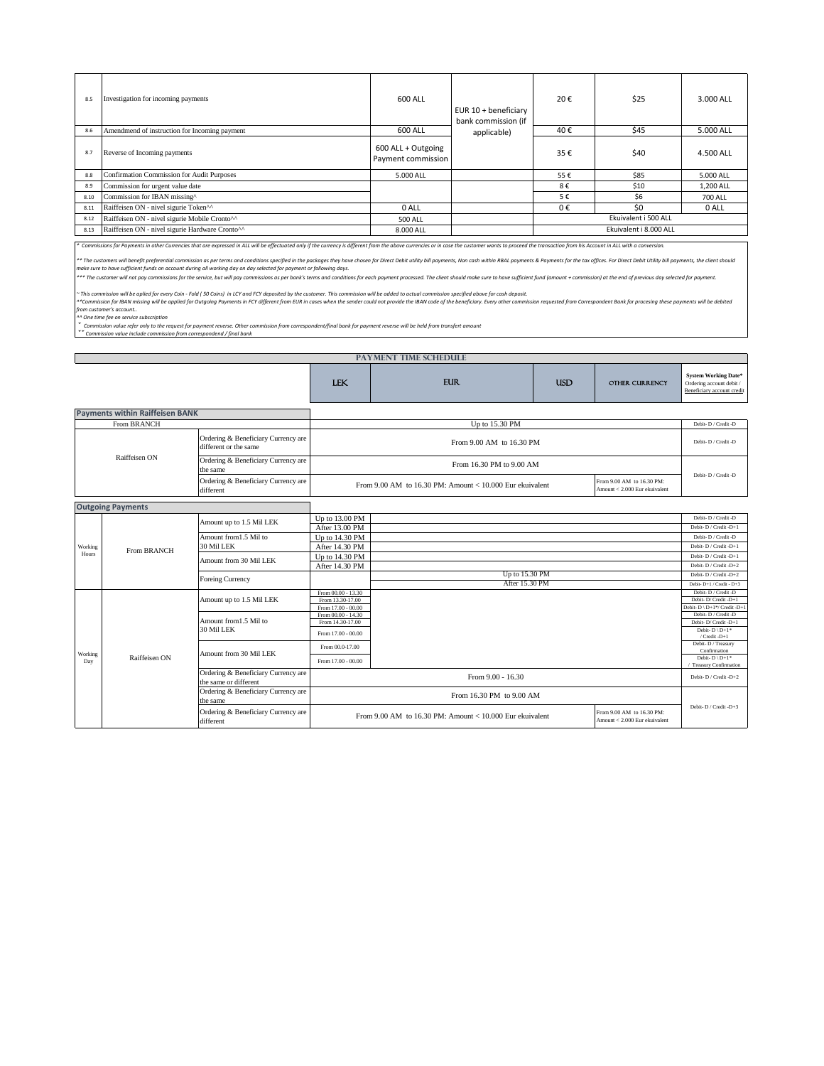| | | | | | | |
|---|---|---|---|---|---|---|
| 8.5 | Investigation for incoming payments | 600 ALL | EUR 10 + beneficiary bank commission (if applicable) | 20 € | $25 | 3.000 ALL |
| 8.6 | Amendmend of instruction for Incoming payment | 600 ALL | | 40 € | $45 | 5.000 ALL |
| 8.7 | Reverse of Incoming payments | 600 ALL + Outgoing Payment commission | | 35 € | $40 | 4.500 ALL |
| 8.8 | Confirmation Commission for Audit Purposes | 5.000 ALL | | 55 € | $85 | 5.000 ALL |
| 8.9 | Commission for urgent value date | | | 8 € | $10 | 1,200 ALL |
| 8.10 | Commission for IBAN missing^ | | | 5 € | $6 | 700 ALL |
| 8.11 | Raiffeisen ON - nivel sigurie Token^^ | 0 ALL | | 0 € | $0 | 0 ALL |
| 8.12 | Raiffeisen ON - nivel sigurie Mobile Cronto^^ | 500 ALL | | Ekuivalent i 500 ALL | | |
| 8.13 | Raiffeisen ON - nivel sigurie Hardware Cronto^^ | 8.000 ALL | | Ekuivalent i 8.000 ALL | | |

*\* Commissions for Payments in other Currencies that are expressed in ALL will be effectuated only if the currency is different from the above currencies or in case the customer wants to proceed the transaction from his Account in ALL with a conversion.*

*\*\* The customers will benefit preferential commission as per terms and conditions specified in the packages they have chosen for Direct Debit utility bill payments, Non cash within RBAL payments & Payments for the tax offices. For Direct Debit Utility bill payments, the client should make sure to have sufficient funds on account during all working day on day selected for payment or following days.*

*\*\*\* The customer will not pay commissions for the service, but will pay commissions as per bank's terms and conditions for each payment processed. The client should make sure to have sufficient fund (amount + commission) at the end of previous day selected for payment.*

*~ This commission will be aplied for every Coin - Fold ( 50 Coins) in LCY and FCY deposited by the customer. This commission will be added to actual commission specified above for cash deposit.*
*^Commission for IBAN missing will be applied for Outgoing Payments in FCY different from EUR in cases when the sender could not provide the IBAN code of the beneficiary. Every other commission requested from Correspondent Bank for procesing these payments will be debited from customer's account..*
*^^ One time fee on service subscription*
*\* Commission value refer only to the request for payment reverse. Other commission from correspondent/final bank for payment reverse will be held from transfert amount*
*\*\* Commission value include commission from correspondend / final bank*

## PAYMENT TIME SCHEDULE

| | | | LEK | EUR | USD | OTHER CURRENCY | System Working Date* Ordering account debit / Beneficiary account credit |
|---|---|---|---|---|---|---|---|
| **Payments within Raiffeisen BANK** | | | | | | | |
| From BRANCH | | | Up to 15.30 PM | | | | Debit- D / Credit -D |
| Raiffeisen ON | Ordering & Beneficiary Currency are different or the same | | From 9.00 AM to 16.30 PM | | | | Debit- D / Credit -D |
| | Ordering & Beneficiary Currency are the same | | From 16.30 PM to 9.00 AM | | | | Debit- D / Credit -D |
| | Ordering & Beneficiary Currency are different | | From 9.00 AM to 16.30 PM: Amount < 10.000 Eur ekuivalent | | | From 9.00 AM to 16.30 PM: Amount < 2.000 Eur ekuivalent | |
| **Outgoing Payments** | | | | | | | |
| Working Hours | From BRANCH | Amount up to 1.5 Mil LEK | Up to 13.00 PM | | | | Debit- D / Credit -D |
| | | | After 13.00 PM | | | | Debit- D / Credit -D+1 |
| | | Amount from1.5 Mil to 30 Mil LEK | Up to 14.30 PM | | | | Debit- D / Credit -D |
| | | | After 14.30 PM | | | | Debit- D / Credit -D+1 |
| | | Amount from 30 Mil LEK | Up to 14.30 PM | | | | Debit- D / Credit -D+1 |
| | | | After 14.30 PM | | | | Debit- D / Credit -D+2 |
| | | Foreing Currency | | Up to 15.30 PM | | | Debit- D / Credit -D+2 |
| | | | | After 15.30 PM | | | Debit- D+1 / Credit - D+3 |
| Working Day | Raiffeisen ON | Amount up to 1.5 Mil LEK | From 00.00 - 13.30 | | | | Debit- D / Credit -D |
| | | | From 13.30-17.00 | | | | Debit- D/ Credit -D+1 |
| | | | From 17.00 - 00.00 | | | | Debit- D \ D+1*/ Credit -D+1 |
| | | Amount from1.5 Mil to 30 Mil LEK | From 00.00 - 14.30 | | | | Debit- D / Credit -D |
| | | | From 14.30-17.00 | | | | Debit- D/ Credit -D+1 |
| | | | From 17.00 - 00.00 | | | | Debit- D \ D+1* / Credit -D+1 |
| | | Amount from 30 Mil LEK | From 00.0-17.00 | | | | Debit- D / Treasury Confirmation |
| | | | From 17.00 - 00.00 | | | | Debit- D \ D+1* / Treasury Confirmation |
| | | Ordering & Beneficiary Currency are the same or different | From 9.00 - 16.30 | | | | Debit- D / Credit -D+2 |
| | | Ordering & Beneficiary Currency are the same | From 16.30 PM to 9.00 AM | | | | Debit- D / Credit -D+3 |
| | | Ordering & Beneficiary Currency are different | From 9.00 AM to 16.30 PM: Amount < 10.000 Eur ekuivalent | | | From 9.00 AM to 16.30 PM: Amount < 2.000 Eur ekuivalent | |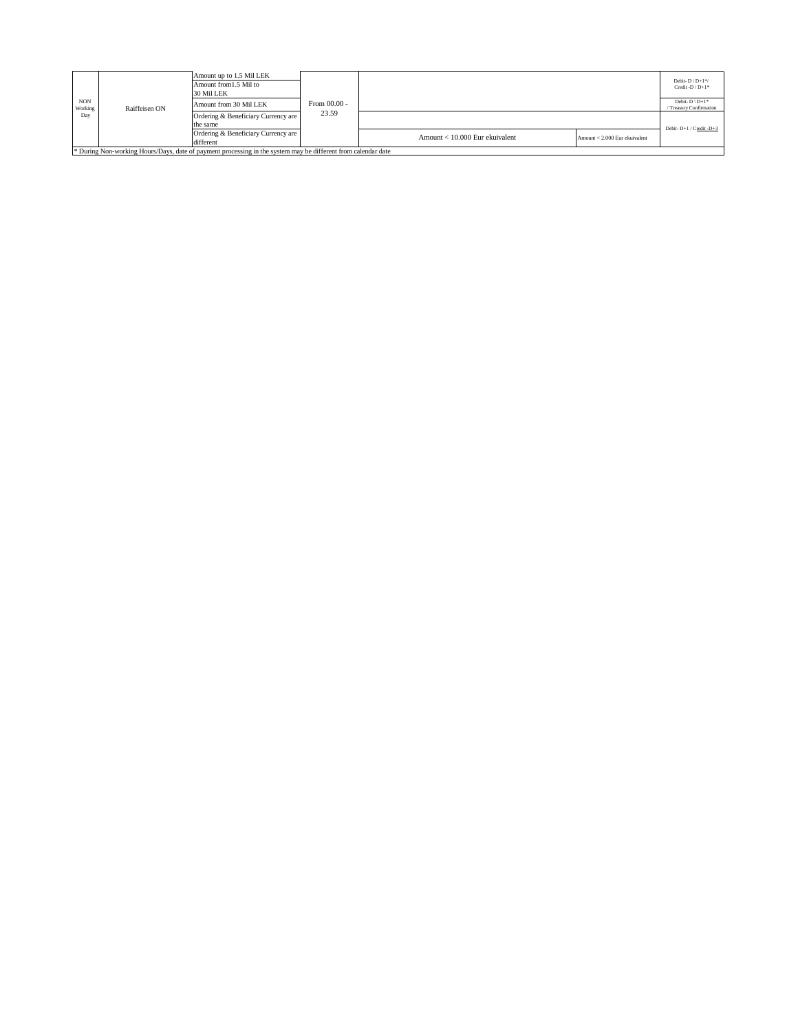| | | | | | | |
|---|---|---|---|---|---|---|
| NON Working Day | Raiffeisen ON | Amount up to 1.5 Mil LEK | From 00.00 - 23.59 | | | Debit- D \ D+1*/ Credit -D / D+1* |
| | | Amount from1.5 Mil to 30 Mil LEK | | | | |
| | | Amount from 30 Mil LEK | | | | Debit- D \ D+1* / Treasury Confirmation |
| | | Ordering & Beneficiary Currency are the same | | | | Debit- D+1 / Credit -D+3 |
| | | Ordering & Beneficiary Currency are different | | Amount < 10.000 Eur ekuivalent | Amount < 2.000 Eur ekuivalent | |

* During Non-working Hours/Days, date of payment processing in the system may be different from calendar date